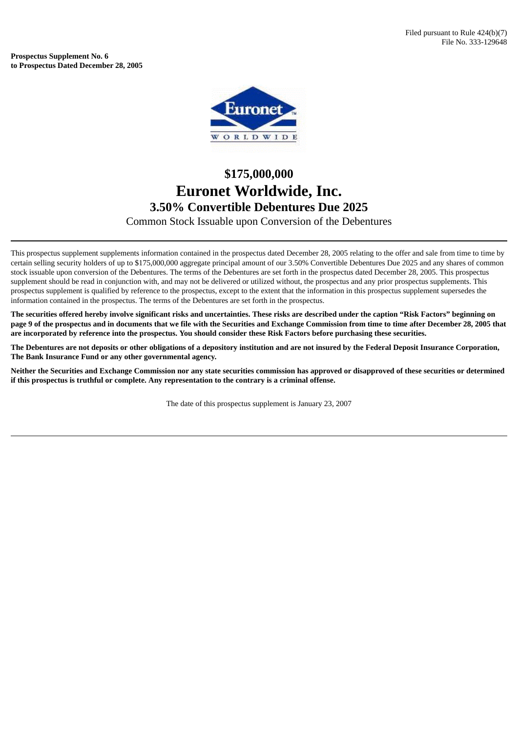Filed pursuant to Rule 424(b)(7)
File No. 333-129648

**Prospectus Supplement No. 6**
**to Prospectus Dated December 28, 2005**

# $175,000,000

# Euronet Worldwide, Inc.

## 3.50% Convertible Debentures Due 2025

Common Stock Issuable upon Conversion of the Debentures

---

This prospectus supplement supplements information contained in the prospectus dated December 28, 2005 relating to the offer and sale from time to time by certain selling security holders of up to $175,000,000 aggregate principal amount of our 3.50% Convertible Debentures Due 2025 and any shares of common stock issuable upon conversion of the Debentures. The terms of the Debentures are set forth in the prospectus dated December 28, 2005. This prospectus supplement should be read in conjunction with, and may not be delivered or utilized without, the prospectus and any prior prospectus supplements. This prospectus supplement is qualified by reference to the prospectus, except to the extent that the information in this prospectus supplement supersedes the information contained in the prospectus. The terms of the Debentures are set forth in the prospectus.

**The securities offered hereby involve significant risks and uncertainties. These risks are described under the caption "Risk Factors" beginning on page 9 of the prospectus and in documents that we file with the Securities and Exchange Commission from time to time after December 28, 2005 that are incorporated by reference into the prospectus. You should consider these Risk Factors before purchasing these securities.**

**The Debentures are not deposits or other obligations of a depository institution and are not insured by the Federal Deposit Insurance Corporation, The Bank Insurance Fund or any other governmental agency.**

**Neither the Securities and Exchange Commission nor any state securities commission has approved or disapproved of these securities or determined if this prospectus is truthful or complete. Any representation to the contrary is a criminal offense.**

The date of this prospectus supplement is January 23, 2007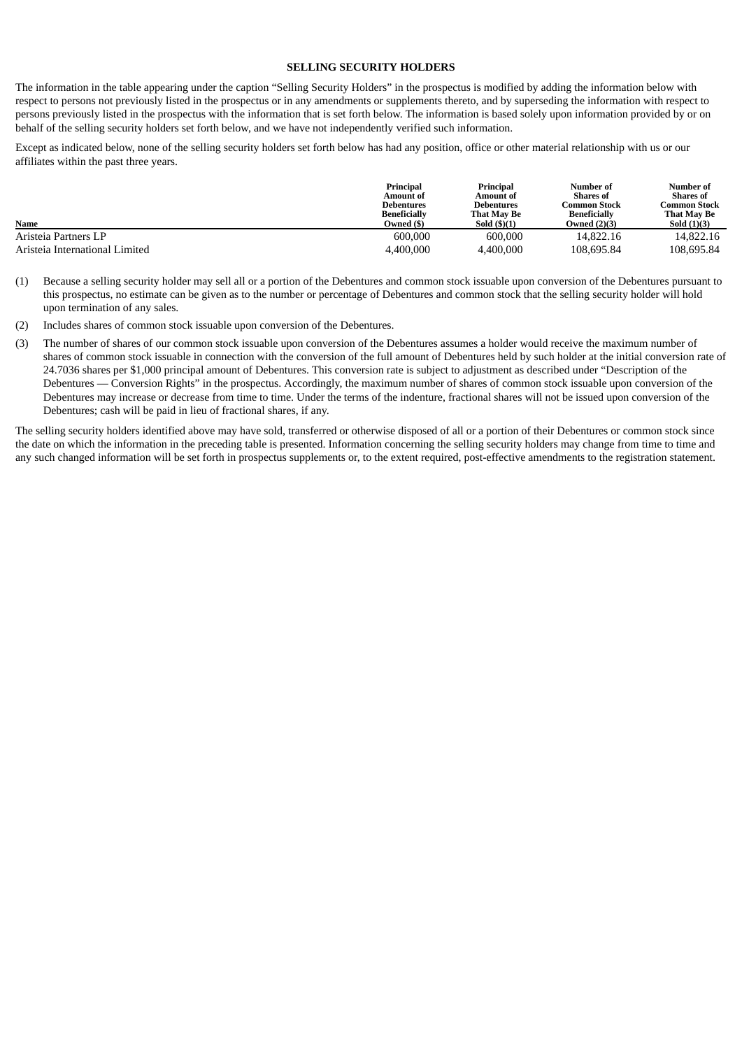## SELLING SECURITY HOLDERS

The information in the table appearing under the caption "Selling Security Holders" in the prospectus is modified by adding the information below with respect to persons not previously listed in the prospectus or in any amendments or supplements thereto, and by superseding the information with respect to persons previously listed in the prospectus with the information that is set forth below. The information is based solely upon information provided by or on behalf of the selling security holders set forth below, and we have not independently verified such information.

Except as indicated below, none of the selling security holders set forth below has had any position, office or other material relationship with us or our affiliates within the past three years.

| Name | Principal Amount of Debentures Beneficially Owned ($) | Principal Amount of Debentures That May Be Sold ($)(1) | Number of Shares of Common Stock Beneficially Owned (2)(3) | Number of Shares of Common Stock That May Be Sold (1)(3) |
|---|---|---|---|---|
| Aristeia Partners LP | 600,000 | 600,000 | 14,822.16 | 14,822.16 |
| Aristeia International Limited | 4,400,000 | 4,400,000 | 108,695.84 | 108,695.84 |

(1) Because a selling security holder may sell all or a portion of the Debentures and common stock issuable upon conversion of the Debentures pursuant to this prospectus, no estimate can be given as to the number or percentage of Debentures and common stock that the selling security holder will hold upon termination of any sales.

(2) Includes shares of common stock issuable upon conversion of the Debentures.

(3) The number of shares of our common stock issuable upon conversion of the Debentures assumes a holder would receive the maximum number of shares of common stock issuable in connection with the conversion of the full amount of Debentures held by such holder at the initial conversion rate of 24.7036 shares per $1,000 principal amount of Debentures. This conversion rate is subject to adjustment as described under "Description of the Debentures — Conversion Rights" in the prospectus. Accordingly, the maximum number of shares of common stock issuable upon conversion of the Debentures may increase or decrease from time to time. Under the terms of the indenture, fractional shares will not be issued upon conversion of the Debentures; cash will be paid in lieu of fractional shares, if any.

The selling security holders identified above may have sold, transferred or otherwise disposed of all or a portion of their Debentures or common stock since the date on which the information in the preceding table is presented. Information concerning the selling security holders may change from time to time and any such changed information will be set forth in prospectus supplements or, to the extent required, post-effective amendments to the registration statement.